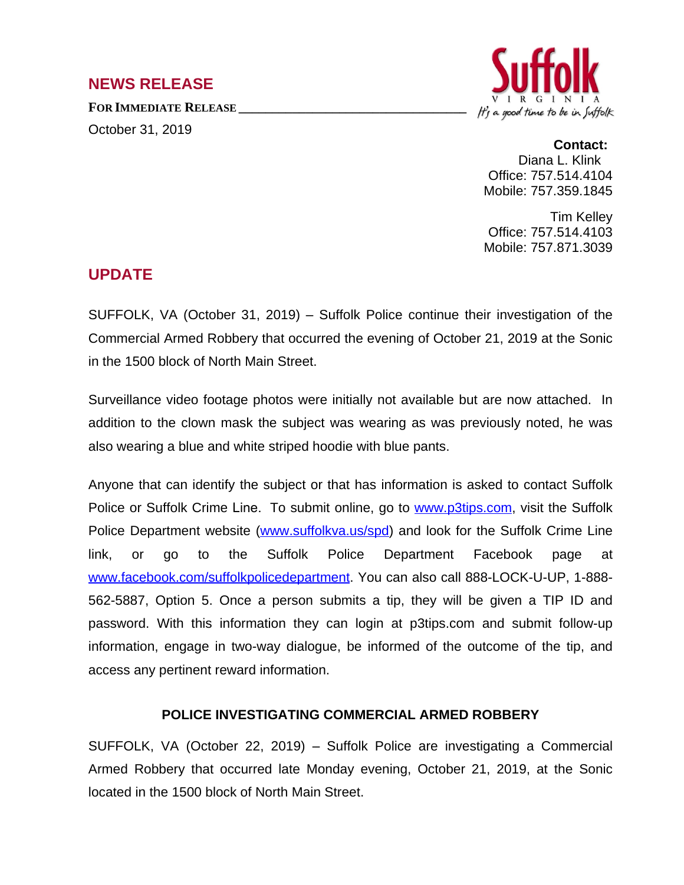## NEWS RELEASE

**FOR IMMEDIATE RELEASE**

October 31, 2019

Suffolk
VIRGINIA
It's a good time to be in Suffolk

**Contact:**
Diana L. Klink
Office: 757.514.4104
Mobile: 757.359.1845

Tim Kelley
Office: 757.514.4103
Mobile: 757.871.3039

## UPDATE

SUFFOLK, VA (October 31, 2019) – Suffolk Police continue their investigation of the Commercial Armed Robbery that occurred the evening of October 21, 2019 at the Sonic in the 1500 block of North Main Street.

Surveillance video footage photos were initially not available but are now attached. In addition to the clown mask the subject was wearing as was previously noted, he was also wearing a blue and white striped hoodie with blue pants.

Anyone that can identify the subject or that has information is asked to contact Suffolk Police or Suffolk Crime Line. To submit online, go to www.p3tips.com, visit the Suffolk Police Department website (www.suffolkva.us/spd) and look for the Suffolk Crime Line link, or go to the Suffolk Police Department Facebook page at www.facebook.com/suffolkpolicedepartment. You can also call 888-LOCK-U-UP, 1-888-562-5887, Option 5. Once a person submits a tip, they will be given a TIP ID and password. With this information they can login at p3tips.com and submit follow-up information, engage in two-way dialogue, be informed of the outcome of the tip, and access any pertinent reward information.

**POLICE INVESTIGATING COMMERCIAL ARMED ROBBERY**

SUFFOLK, VA (October 22, 2019) – Suffolk Police are investigating a Commercial Armed Robbery that occurred late Monday evening, October 21, 2019, at the Sonic located in the 1500 block of North Main Street.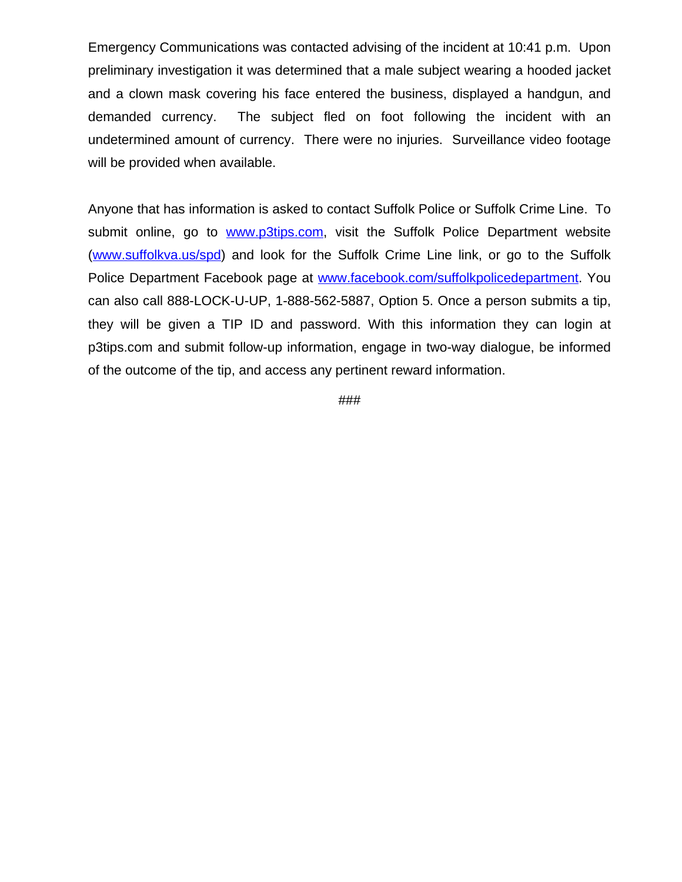Emergency Communications was contacted advising of the incident at 10:41 p.m. Upon preliminary investigation it was determined that a male subject wearing a hooded jacket and a clown mask covering his face entered the business, displayed a handgun, and demanded currency. The subject fled on foot following the incident with an undetermined amount of currency. There were no injuries. Surveillance video footage will be provided when available.

Anyone that has information is asked to contact Suffolk Police or Suffolk Crime Line. To submit online, go to [www.p3tips.com](http://www.p3tips.com), visit the Suffolk Police Department website ([www.suffolkva.us/spd](http://www.suffolkva.us/spd)) and look for the Suffolk Crime Line link, or go to the Suffolk Police Department Facebook page at [www.facebook.com/suffolkpolicedepartment](http://www.facebook.com/suffolkpolicedepartment). You can also call 888-LOCK-U-UP, 1-888-562-5887, Option 5. Once a person submits a tip, they will be given a TIP ID and password. With this information they can login at p3tips.com and submit follow-up information, engage in two-way dialogue, be informed of the outcome of the tip, and access any pertinent reward information.

###